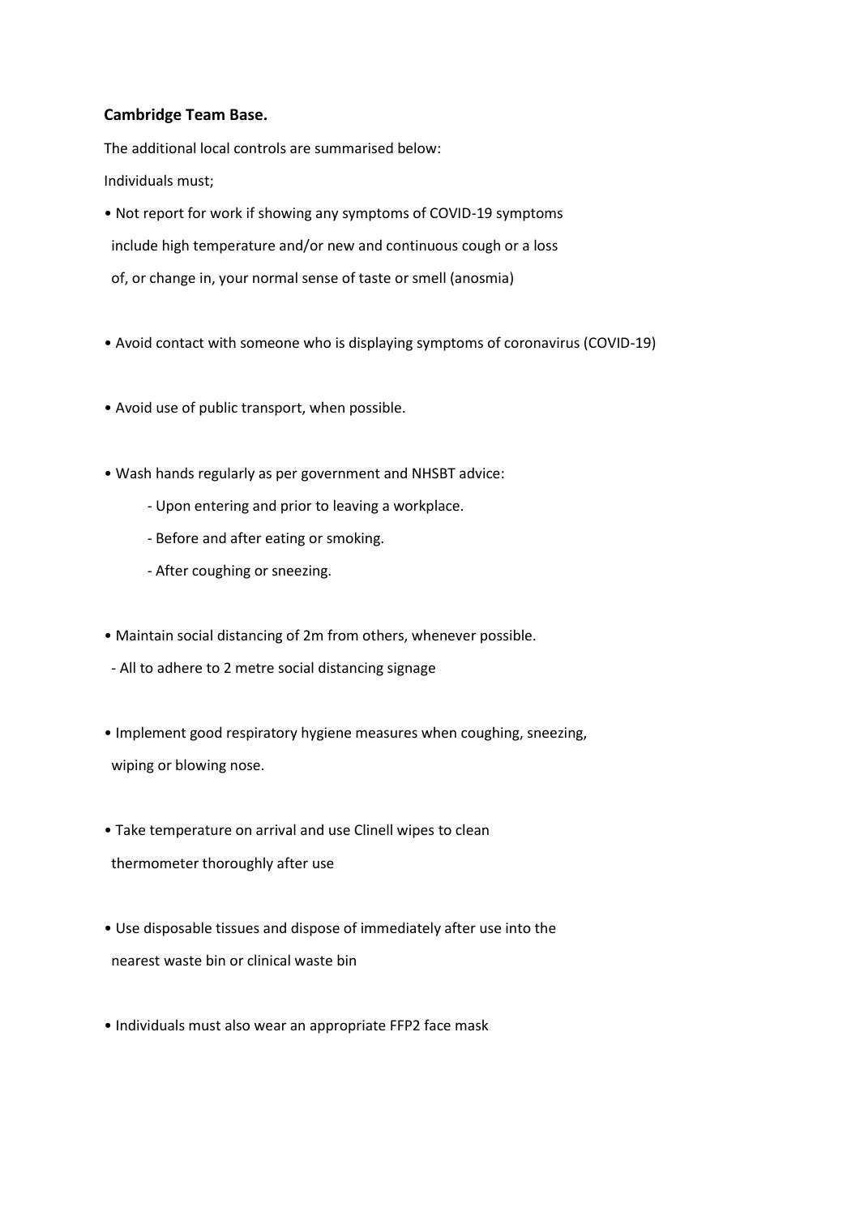**Cambridge Team Base.**

The additional local controls are summarised below:

Individuals must;

- Not report for work if showing any symptoms of COVID-19 symptoms include high temperature and/or new and continuous cough or a loss of, or change in, your normal sense of taste or smell (anosmia)

- Avoid contact with someone who is displaying symptoms of coronavirus (COVID-19)

- Avoid use of public transport, when possible.

- Wash hands regularly as per government and NHSBT advice:
    - Upon entering and prior to leaving a workplace.
    - Before and after eating or smoking.
    - After coughing or sneezing.

- Maintain social distancing of 2m from others, whenever possible.
    - All to adhere to 2 metre social distancing signage

- Implement good respiratory hygiene measures when coughing, sneezing, wiping or blowing nose.

- Take temperature on arrival and use Clinell wipes to clean thermometer thoroughly after use

- Use disposable tissues and dispose of immediately after use into the nearest waste bin or clinical waste bin

- Individuals must also wear an appropriate FFP2 face mask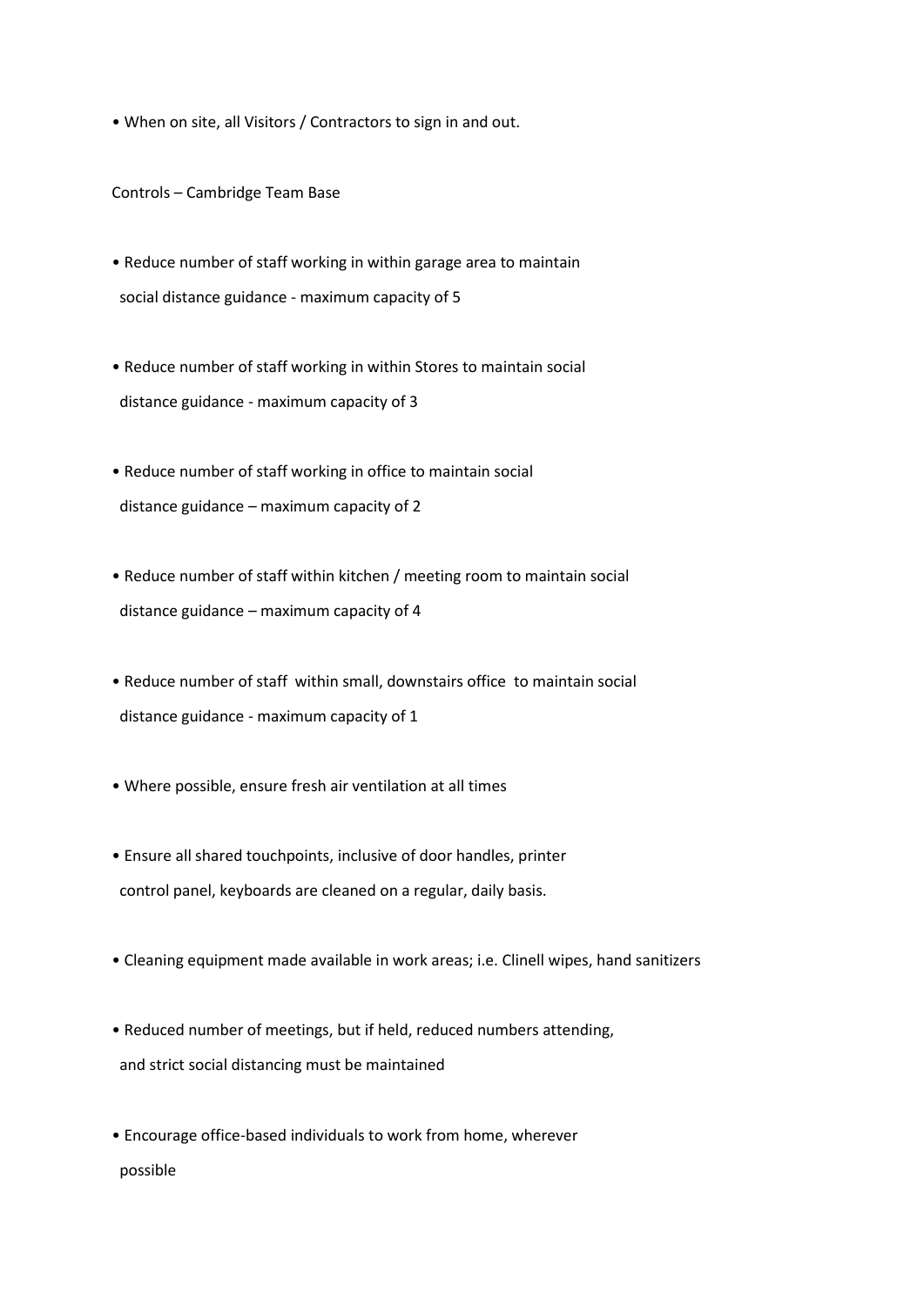- When on site, all Visitors / Contractors to sign in and out.

Controls – Cambridge Team Base

- Reduce number of staff working in within garage area to maintain social distance guidance - maximum capacity of 5
- Reduce number of staff working in within Stores to maintain social distance guidance - maximum capacity of 3
- Reduce number of staff working in office to maintain social distance guidance – maximum capacity of 2
- Reduce number of staff within kitchen / meeting room to maintain social distance guidance – maximum capacity of 4
- Reduce number of staff within small, downstairs office to maintain social distance guidance - maximum capacity of 1
- Where possible, ensure fresh air ventilation at all times
- Ensure all shared touchpoints, inclusive of door handles, printer control panel, keyboards are cleaned on a regular, daily basis.
- Cleaning equipment made available in work areas; i.e. Clinell wipes, hand sanitizers
- Reduced number of meetings, but if held, reduced numbers attending, and strict social distancing must be maintained
- Encourage office-based individuals to work from home, wherever possible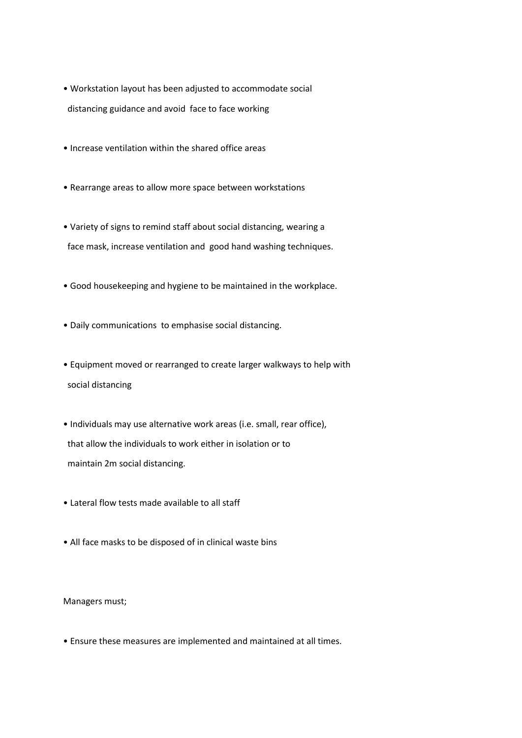- Workstation layout has been adjusted to accommodate social distancing guidance and avoid face to face working

- Increase ventilation within the shared office areas

- Rearrange areas to allow more space between workstations

- Variety of signs to remind staff about social distancing, wearing a face mask, increase ventilation and good hand washing techniques.

- Good housekeeping and hygiene to be maintained in the workplace.

- Daily communications to emphasise social distancing.

- Equipment moved or rearranged to create larger walkways to help with social distancing

- Individuals may use alternative work areas (i.e. small, rear office), that allow the individuals to work either in isolation or to maintain 2m social distancing.

- Lateral flow tests made available to all staff

- All face masks to be disposed of in clinical waste bins

Managers must;

- Ensure these measures are implemented and maintained at all times.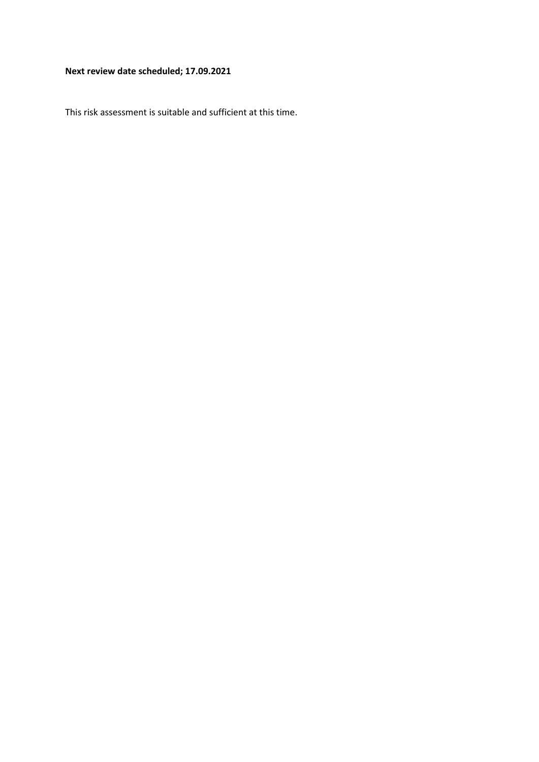**Next review date scheduled; 17.09.2021**

This risk assessment is suitable and sufficient at this time.